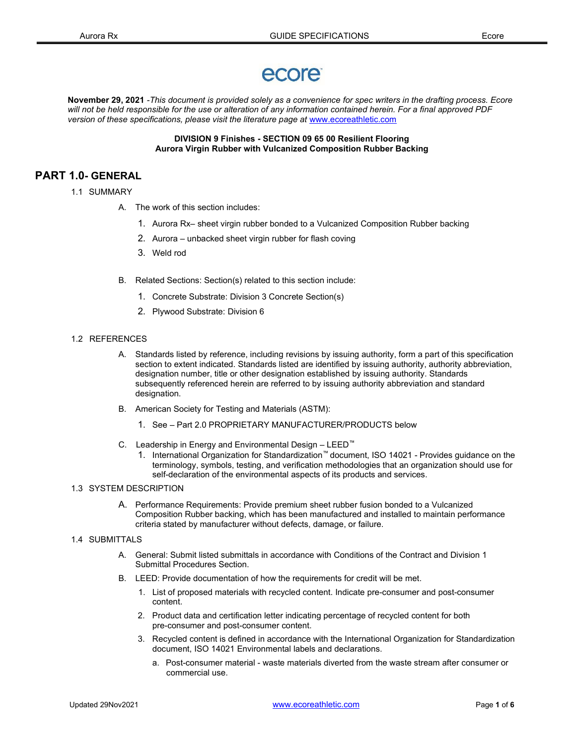ecore™

**November 29, 2021** -*This document is provided solely as a convenience for spec writers in the drafting process. Ecore will not be held responsible for the use or alteration of any information contained herein. For a final approved PDF version of these specifications, please visit the literature page at* www.ecoreathletic.com

**DIVISION 9 Finishes - SECTION 09 65 00 Resilient Flooring**
**Aurora Virgin Rubber with Vulcanized Composition Rubber Backing**

## PART 1.0- GENERAL

1.1 SUMMARY

A. The work of this section includes:

1. Aurora Rx– sheet virgin rubber bonded to a Vulcanized Composition Rubber backing
2. Aurora – unbacked sheet virgin rubber for flash coving
3. Weld rod

B. Related Sections: Section(s) related to this section include:

1. Concrete Substrate: Division 3 Concrete Section(s)
2. Plywood Substrate: Division 6

1.2 REFERENCES

A. Standards listed by reference, including revisions by issuing authority, form a part of this specification section to extent indicated. Standards listed are identified by issuing authority, authority abbreviation, designation number, title or other designation established by issuing authority. Standards subsequently referenced herein are referred to by issuing authority abbreviation and standard designation.

B. American Society for Testing and Materials (ASTM):

1. See – Part 2.0 PROPRIETARY MANUFACTURER/PRODUCTS below

C. Leadership in Energy and Environmental Design – LEED™

1. International Organization for Standardization™ document, ISO 14021 - Provides guidance on the terminology, symbols, testing, and verification methodologies that an organization should use for self-declaration of the environmental aspects of its products and services.

1.3 SYSTEM DESCRIPTION

A. Performance Requirements: Provide premium sheet rubber fusion bonded to a Vulcanized Composition Rubber backing, which has been manufactured and installed to maintain performance criteria stated by manufacturer without defects, damage, or failure.

1.4 SUBMITTALS

A. General: Submit listed submittals in accordance with Conditions of the Contract and Division 1 Submittal Procedures Section.

B. LEED: Provide documentation of how the requirements for credit will be met.

1. List of proposed materials with recycled content. Indicate pre-consumer and post-consumer content.
2. Product data and certification letter indicating percentage of recycled content for both pre-consumer and post-consumer content.
3. Recycled content is defined in accordance with the International Organization for Standardization document, ISO 14021 Environmental labels and declarations.

    a. Post-consumer material - waste materials diverted from the waste stream after consumer or commercial use.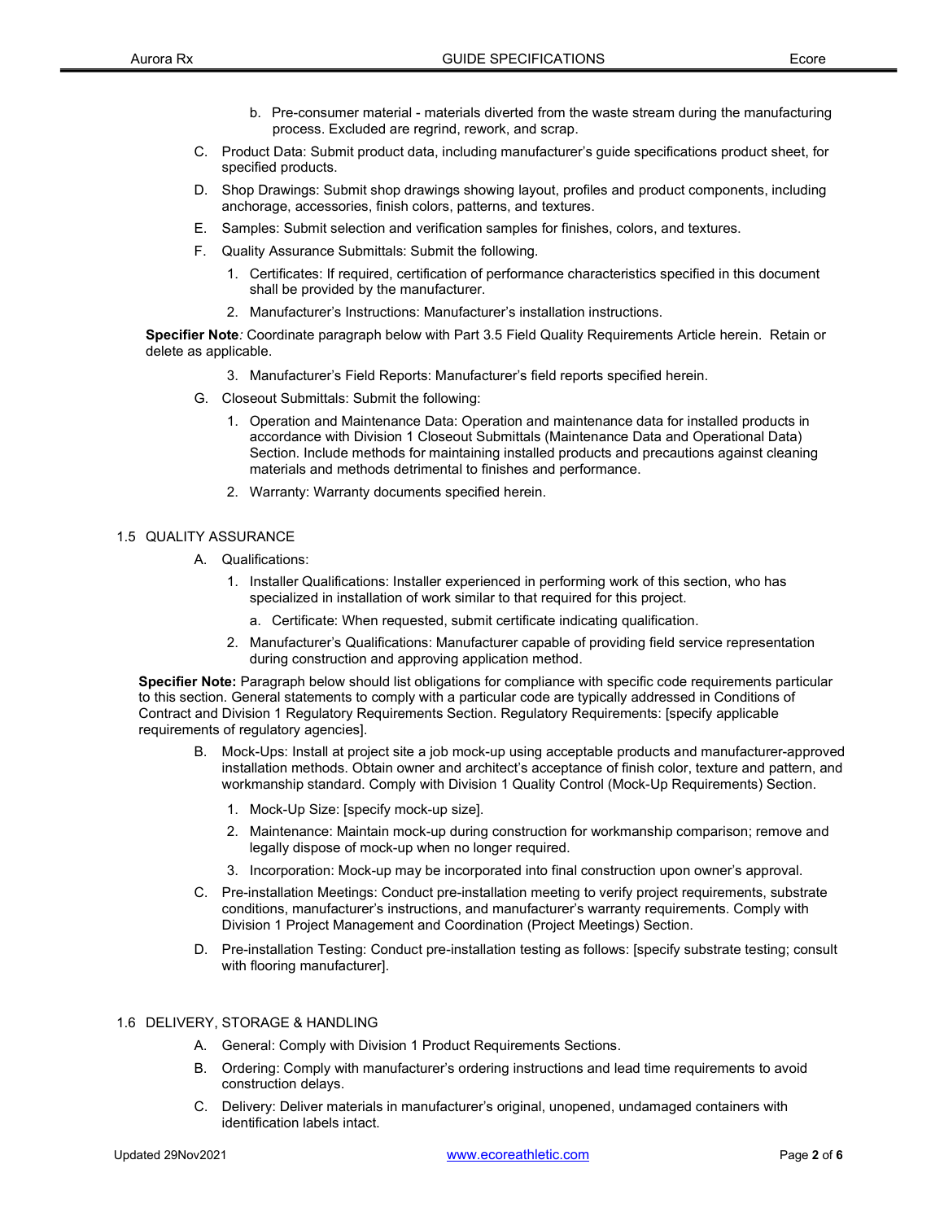b. Pre-consumer material - materials diverted from the waste stream during the manufacturing process. Excluded are regrind, rework, and scrap.

C. Product Data: Submit product data, including manufacturer's guide specifications product sheet, for specified products.

D. Shop Drawings: Submit shop drawings showing layout, profiles and product components, including anchorage, accessories, finish colors, patterns, and textures.

E. Samples: Submit selection and verification samples for finishes, colors, and textures.

F. Quality Assurance Submittals: Submit the following.

1. Certificates: If required, certification of performance characteristics specified in this document shall be provided by the manufacturer.
2. Manufacturer's Instructions: Manufacturer's installation instructions.

**Specifier Note***:* Coordinate paragraph below with Part 3.5 Field Quality Requirements Article herein. Retain or delete as applicable.

3. Manufacturer's Field Reports: Manufacturer's field reports specified herein.

G. Closeout Submittals: Submit the following:

1. Operation and Maintenance Data: Operation and maintenance data for installed products in accordance with Division 1 Closeout Submittals (Maintenance Data and Operational Data) Section. Include methods for maintaining installed products and precautions against cleaning materials and methods detrimental to finishes and performance.
2. Warranty: Warranty documents specified herein.

## 1.5 QUALITY ASSURANCE

A. Qualifications:

1. Installer Qualifications: Installer experienced in performing work of this section, who has specialized in installation of work similar to that required for this project.
   a. Certificate: When requested, submit certificate indicating qualification.
2. Manufacturer's Qualifications: Manufacturer capable of providing field service representation during construction and approving application method.

**Specifier Note:** Paragraph below should list obligations for compliance with specific code requirements particular to this section. General statements to comply with a particular code are typically addressed in Conditions of Contract and Division 1 Regulatory Requirements Section. Regulatory Requirements: [specify applicable requirements of regulatory agencies].

B. Mock-Ups: Install at project site a job mock-up using acceptable products and manufacturer-approved installation methods. Obtain owner and architect's acceptance of finish color, texture and pattern, and workmanship standard. Comply with Division 1 Quality Control (Mock-Up Requirements) Section.

1. Mock-Up Size: [specify mock-up size].
2. Maintenance: Maintain mock-up during construction for workmanship comparison; remove and legally dispose of mock-up when no longer required.
3. Incorporation: Mock-up may be incorporated into final construction upon owner's approval.

C. Pre-installation Meetings: Conduct pre-installation meeting to verify project requirements, substrate conditions, manufacturer's instructions, and manufacturer's warranty requirements. Comply with Division 1 Project Management and Coordination (Project Meetings) Section.

D. Pre-installation Testing: Conduct pre-installation testing as follows: [specify substrate testing; consult with flooring manufacturer].

## 1.6 DELIVERY, STORAGE & HANDLING

A. General: Comply with Division 1 Product Requirements Sections.

B. Ordering: Comply with manufacturer's ordering instructions and lead time requirements to avoid construction delays.

C. Delivery: Deliver materials in manufacturer's original, unopened, undamaged containers with identification labels intact.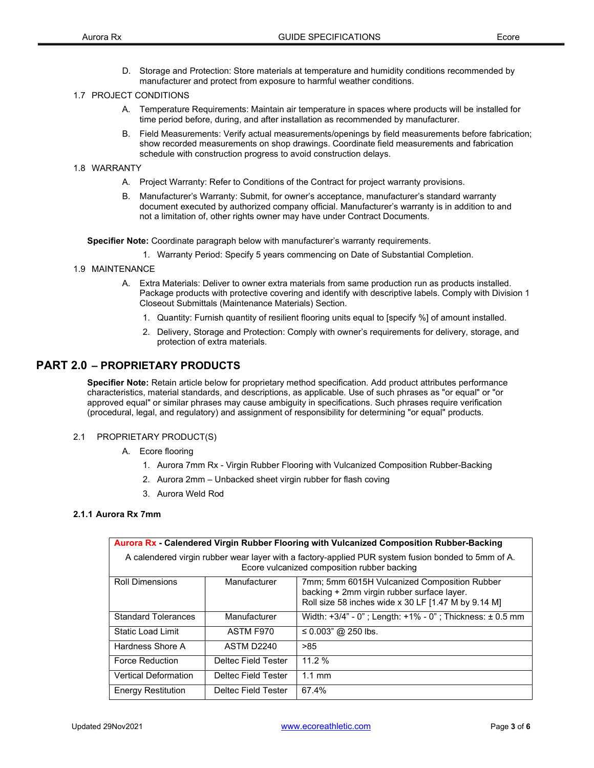D. Storage and Protection: Store materials at temperature and humidity conditions recommended by manufacturer and protect from exposure to harmful weather conditions.

1.7 PROJECT CONDITIONS

A. Temperature Requirements: Maintain air temperature in spaces where products will be installed for time period before, during, and after installation as recommended by manufacturer.

B. Field Measurements: Verify actual measurements/openings by field measurements before fabrication; show recorded measurements on shop drawings. Coordinate field measurements and fabrication schedule with construction progress to avoid construction delays.

1.8 WARRANTY

A. Project Warranty: Refer to Conditions of the Contract for project warranty provisions.

B. Manufacturer's Warranty: Submit, for owner's acceptance, manufacturer's standard warranty document executed by authorized company official. Manufacturer's warranty is in addition to and not a limitation of, other rights owner may have under Contract Documents.

**Specifier Note:** Coordinate paragraph below with manufacturer's warranty requirements.

1. Warranty Period: Specify 5 years commencing on Date of Substantial Completion.

1.9 MAINTENANCE

A. Extra Materials: Deliver to owner extra materials from same production run as products installed. Package products with protective covering and identify with descriptive labels. Comply with Division 1 Closeout Submittals (Maintenance Materials) Section.

1. Quantity: Furnish quantity of resilient flooring units equal to [specify %] of amount installed.
2. Delivery, Storage and Protection: Comply with owner's requirements for delivery, storage, and protection of extra materials.

# PART 2.0 – PROPRIETARY PRODUCTS

**Specifier Note:** Retain article below for proprietary method specification. Add product attributes performance characteristics, material standards, and descriptions, as applicable. Use of such phrases as "or equal" or "or approved equal" or similar phrases may cause ambiguity in specifications. Such phrases require verification (procedural, legal, and regulatory) and assignment of responsibility for determining "or equal" products.

2.1 PROPRIETARY PRODUCT(S)

A. Ecore flooring

1. Aurora 7mm Rx - Virgin Rubber Flooring with Vulcanized Composition Rubber-Backing
2. Aurora 2mm – Unbacked sheet virgin rubber for flash coving
3. Aurora Weld Rod

**2.1.1 Aurora Rx 7mm**

| **Aurora Rx - Calendered Virgin Rubber Flooring with Vulcanized Composition Rubber-Backing** | | |
|---|---|---|
| A calendered virgin rubber wear layer with a factory-applied PUR system fusion bonded to 5mm of A. Ecore vulcanized composition rubber backing | | |
| Roll Dimensions | Manufacturer | 7mm; 5mm 6015H Vulcanized Composition Rubber backing + 2mm virgin rubber surface layer. Roll size 58 inches wide x 30 LF [1.47 M by 9.14 M] |
| Standard Tolerances | Manufacturer | Width: +3/4" - 0" ; Length: +1% - 0" ; Thickness: ± 0.5 mm |
| Static Load Limit | ASTM F970 | ≤ 0.003" @ 250 lbs. |
| Hardness Shore A | ASTM D2240 | >85 |
| Force Reduction | Deltec Field Tester | 11.2 % |
| Vertical Deformation | Deltec Field Tester | 1.1 mm |
| Energy Restitution | Deltec Field Tester | 67.4% |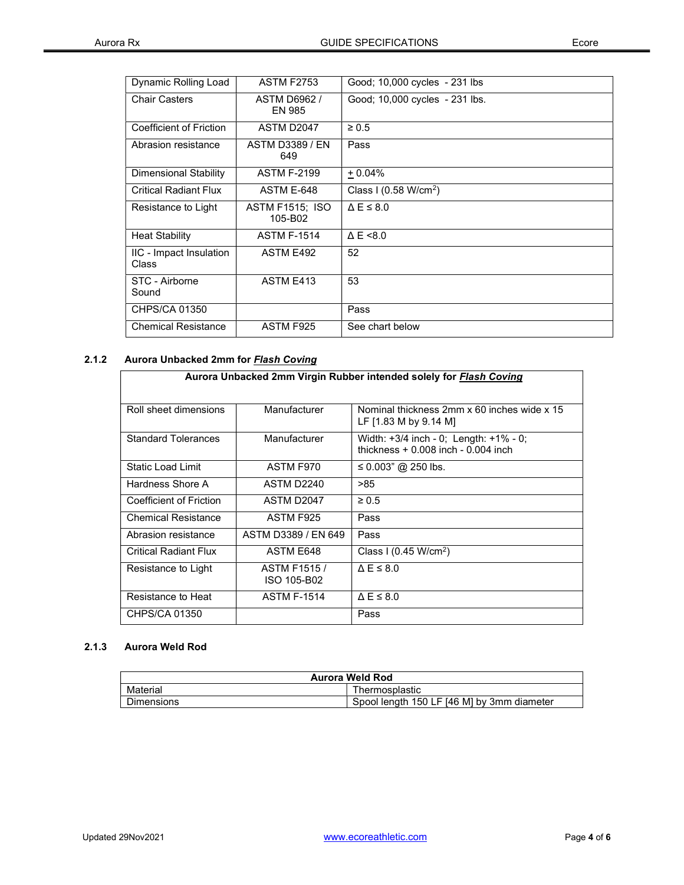| Dynamic Rolling Load | ASTM F2753 | Good; 10,000 cycles - 231 lbs |
|---|---|---|
| Chair Casters | ASTM D6962 / EN 985 | Good; 10,000 cycles - 231 lbs. |
| Coefficient of Friction | ASTM D2047 | ≥ 0.5 |
| Abrasion resistance | ASTM D3389 / EN 649 | Pass |
| Dimensional Stability | ASTM F-2199 | ± 0.04% |
| Critical Radiant Flux | ASTM E-648 | Class I (0.58 W/cm$^2$) |
| Resistance to Light | ASTM F1515; ISO 105-B02 | Δ E ≤ 8.0 |
| Heat Stability | ASTM F-1514 | Δ E <8.0 |
| IIC - Impact Insulation Class | ASTM E492 | 52 |
| STC - Airborne Sound | ASTM E413 | 53 |
| CHPS/CA 01350 | | Pass |
| Chemical Resistance | ASTM F925 | See chart below |

### 2.1.2 Aurora Unbacked 2mm for ***Flash Coving***

| **Aurora Unbacked 2mm Virgin Rubber intended solely for *Flash Coving*** | | |
|---|---|---|
| Roll sheet dimensions | Manufacturer | Nominal thickness 2mm x 60 inches wide x 15 LF [1.83 M by 9.14 M] |
| Standard Tolerances | Manufacturer | Width: +3/4 inch - 0; Length: +1% - 0; thickness + 0.008 inch - 0.004 inch |
| Static Load Limit | ASTM F970 | ≤ 0.003" @ 250 lbs. |
| Hardness Shore A | ASTM D2240 | >85 |
| Coefficient of Friction | ASTM D2047 | ≥ 0.5 |
| Chemical Resistance | ASTM F925 | Pass |
| Abrasion resistance | ASTM D3389 / EN 649 | Pass |
| Critical Radiant Flux | ASTM E648 | Class I (0.45 W/cm$^2$) |
| Resistance to Light | ASTM F1515 / ISO 105-B02 | Δ E ≤ 8.0 |
| Resistance to Heat | ASTM F-1514 | Δ E ≤ 8.0 |
| CHPS/CA 01350 | | Pass |

### 2.1.3 Aurora Weld Rod

| **Aurora Weld Rod** | |
|---|---|
| Material | Thermosplastic |
| Dimensions | Spool length 150 LF [46 M] by 3mm diameter |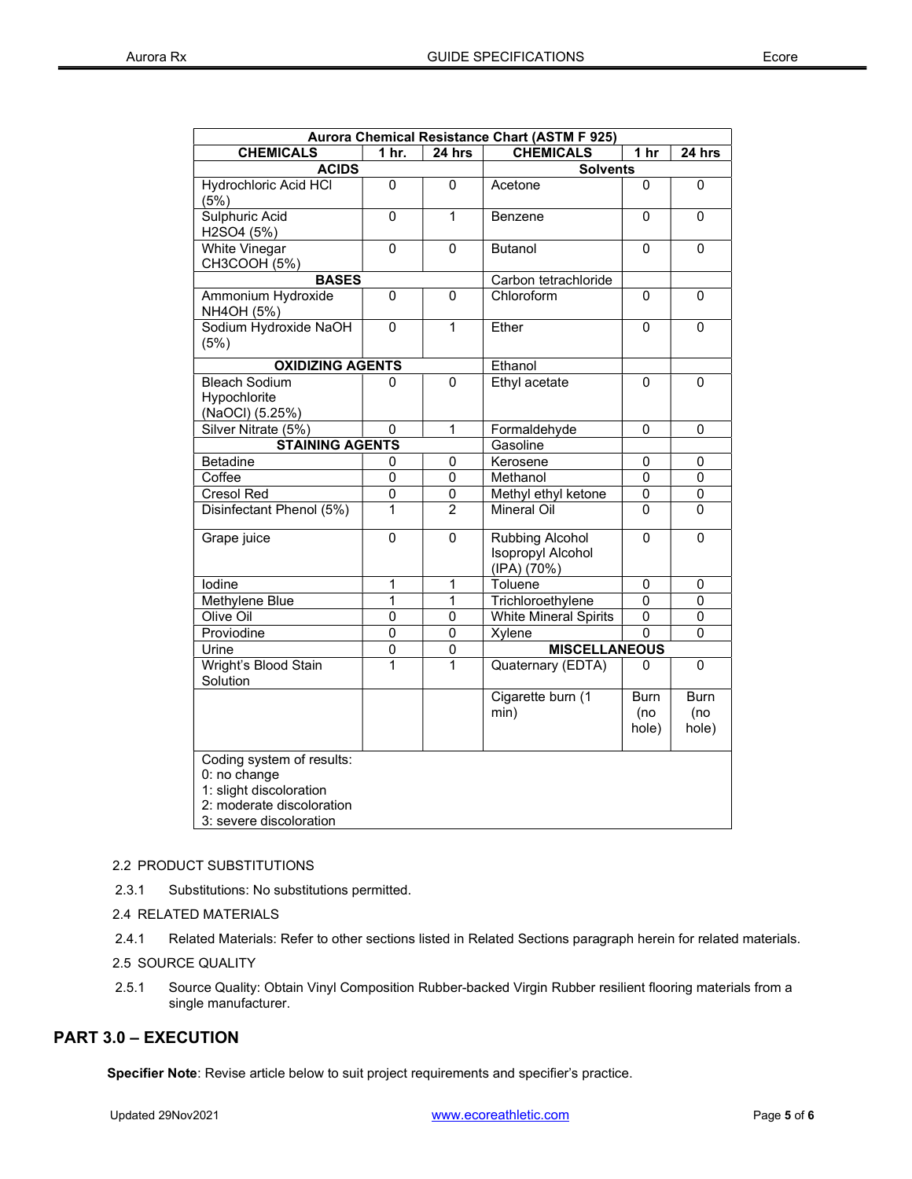| Aurora Chemical Resistance Chart (ASTM F 925) | | | | | |
|---|---|---|---|---|---|
| **CHEMICALS** | **1 hr.** | **24 hrs** | **CHEMICALS** | **1 hr** | **24 hrs** |
| **ACIDS** | | | **Solvents** | | |
| Hydrochloric Acid HCl (5%) | 0 | 0 | Acetone | 0 | 0 |
| Sulphuric Acid $H_2SO_4$ (5%) | 0 | 1 | Benzene | 0 | 0 |
| White Vinegar $CH_3COOH$ (5%) | 0 | 0 | Butanol | 0 | 0 |
| **BASES** | | | Carbon tetrachloride | | |
| Ammonium Hydroxide $NH_4OH$ (5%) | 0 | 0 | Chloroform | 0 | 0 |
| Sodium Hydroxide NaOH (5%) | 0 | 1 | Ether | 0 | 0 |
| **OXIDIZING AGENTS** | | | Ethanol | | |
| Bleach Sodium Hypochlorite (NaOCl) (5.25%) | 0 | 0 | Ethyl acetate | 0 | 0 |
| Silver Nitrate (5%) | 0 | 1 | Formaldehyde | 0 | 0 |
| **STAINING AGENTS** | | | Gasoline | | |
| Betadine | 0 | 0 | Kerosene | 0 | 0 |
| Coffee | 0 | 0 | Methanol | 0 | 0 |
| Cresol Red | 0 | 0 | Methyl ethyl ketone | 0 | 0 |
| Disinfectant Phenol (5%) | 1 | 2 | Mineral Oil | 0 | 0 |
| Grape juice | 0 | 0 | Rubbing Alcohol Isopropyl Alcohol (IPA) (70%) | 0 | 0 |
| Iodine | 1 | 1 | Toluene | 0 | 0 |
| Methylene Blue | 1 | 1 | Trichloroethylene | 0 | 0 |
| Olive Oil | 0 | 0 | White Mineral Spirits | 0 | 0 |
| Proviodine | 0 | 0 | Xylene | 0 | 0 |
| Urine | 0 | 0 | **MISCELLANEOUS** | | |
| Wright's Blood Stain Solution | 1 | 1 | Quaternary (EDTA) | 0 | 0 |
| | | | Cigarette burn (1 min) | Burn (no hole) | Burn (no hole) |
| Coding system of results:<br>0: no change<br>1: slight discoloration<br>2: moderate discoloration<br>3: severe discoloration | | | | | |

2.2 PRODUCT SUBSTITUTIONS

2.3.1 Substitutions: No substitutions permitted.

2.4 RELATED MATERIALS

2.4.1 Related Materials: Refer to other sections listed in Related Sections paragraph herein for related materials.

2.5 SOURCE QUALITY

2.5.1 Source Quality: Obtain Vinyl Composition Rubber-backed Virgin Rubber resilient flooring materials from a single manufacturer.

## PART 3.0 – EXECUTION

**Specifier Note**: Revise article below to suit project requirements and specifier's practice.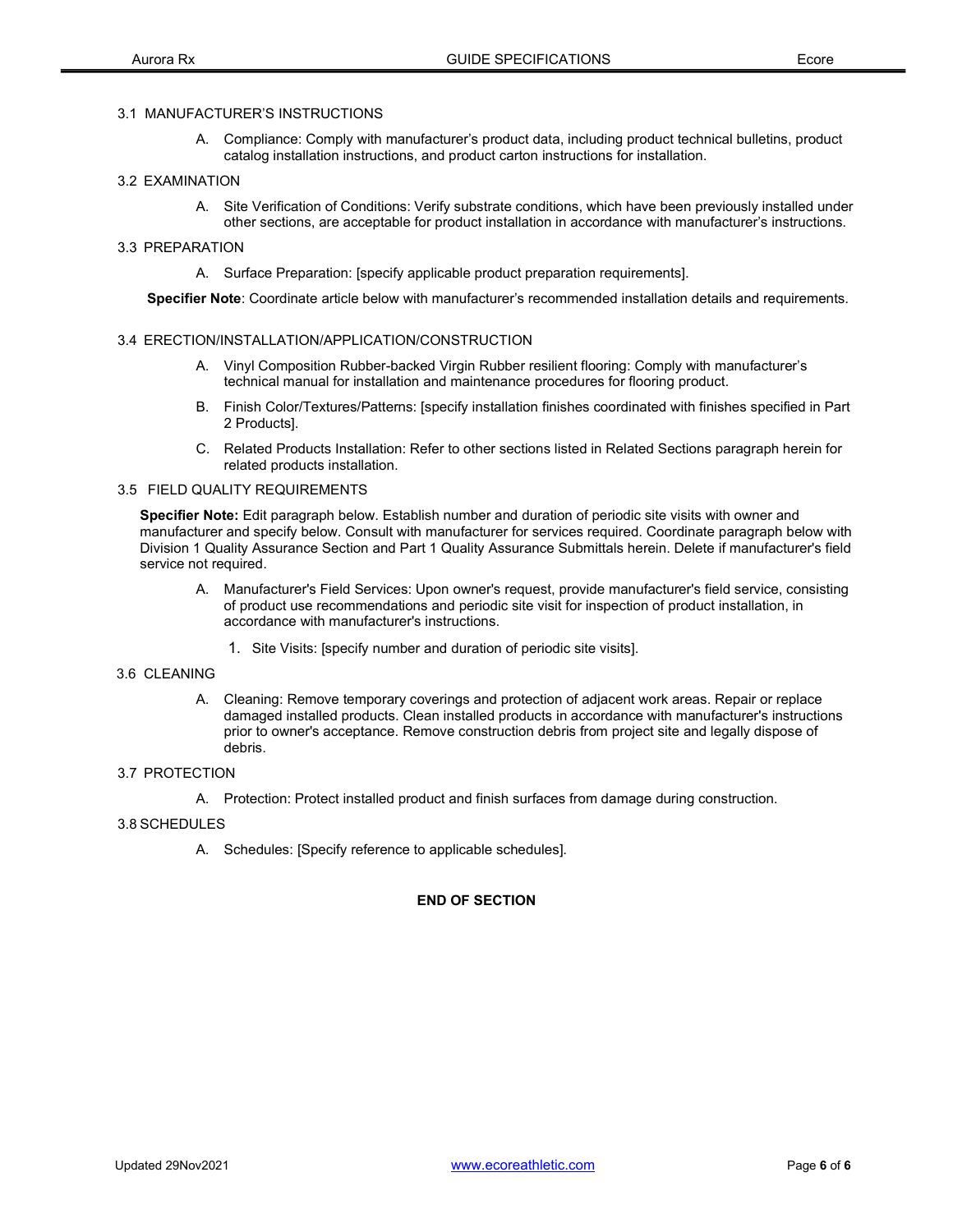### 3.1 MANUFACTURER'S INSTRUCTIONS

A. Compliance: Comply with manufacturer's product data, including product technical bulletins, product catalog installation instructions, and product carton instructions for installation.

### 3.2 EXAMINATION

A. Site Verification of Conditions: Verify substrate conditions, which have been previously installed under other sections, are acceptable for product installation in accordance with manufacturer's instructions.

### 3.3 PREPARATION

A. Surface Preparation: [specify applicable product preparation requirements].

**Specifier Note**: Coordinate article below with manufacturer's recommended installation details and requirements.

### 3.4 ERECTION/INSTALLATION/APPLICATION/CONSTRUCTION

A. Vinyl Composition Rubber-backed Virgin Rubber resilient flooring: Comply with manufacturer's technical manual for installation and maintenance procedures for flooring product.

B. Finish Color/Textures/Patterns: [specify installation finishes coordinated with finishes specified in Part 2 Products].

C. Related Products Installation: Refer to other sections listed in Related Sections paragraph herein for related products installation.

### 3.5 FIELD QUALITY REQUIREMENTS

**Specifier Note:** Edit paragraph below. Establish number and duration of periodic site visits with owner and manufacturer and specify below. Consult with manufacturer for services required. Coordinate paragraph below with Division 1 Quality Assurance Section and Part 1 Quality Assurance Submittals herein. Delete if manufacturer's field service not required.

A. Manufacturer's Field Services: Upon owner's request, provide manufacturer's field service, consisting of product use recommendations and periodic site visit for inspection of product installation, in accordance with manufacturer's instructions.

1. Site Visits: [specify number and duration of periodic site visits].

### 3.6 CLEANING

A. Cleaning: Remove temporary coverings and protection of adjacent work areas. Repair or replace damaged installed products. Clean installed products in accordance with manufacturer's instructions prior to owner's acceptance. Remove construction debris from project site and legally dispose of debris.

### 3.7 PROTECTION

A. Protection: Protect installed product and finish surfaces from damage during construction.

### 3.8 SCHEDULES

A. Schedules: [Specify reference to applicable schedules].

**END OF SECTION**